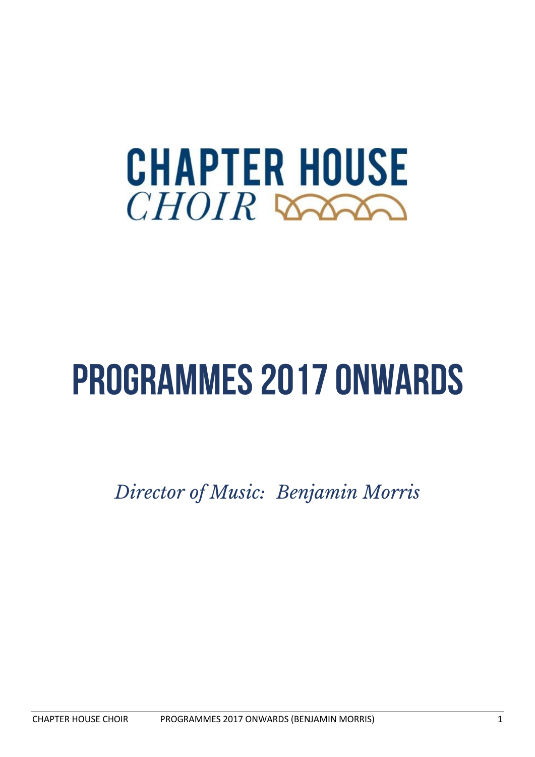# CHAPTER HOUSE
*CHOIR*

# PROGRAMMES 2017 ONWARDS

*Director of Music: Benjamin Morris*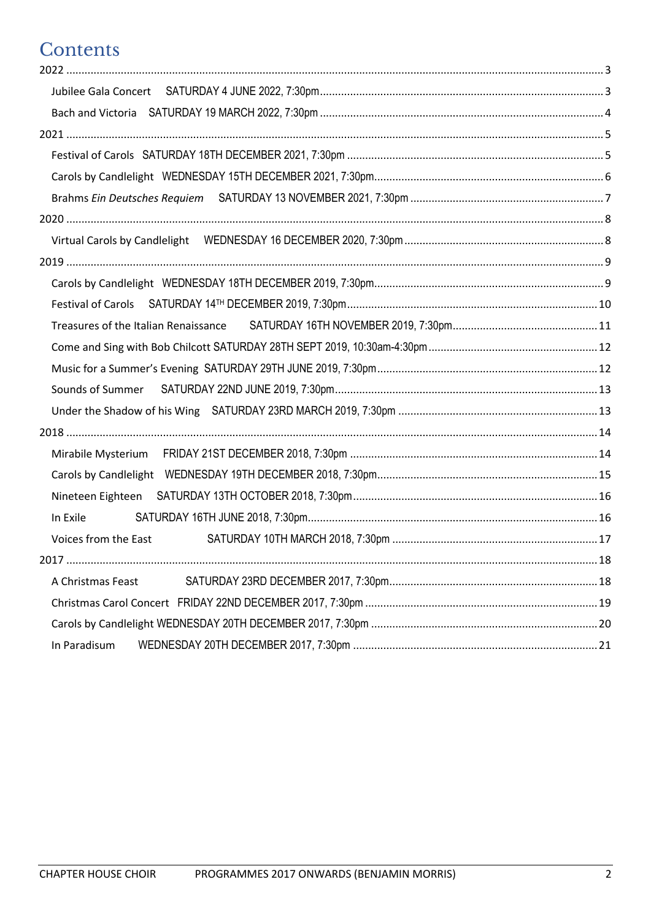# Contents

- 2022 ..... 3
  - Jubilee Gala Concert SATURDAY 4 JUNE 2022, 7:30pm ..... 3
  - Bach and Victoria SATURDAY 19 MARCH 2022, 7:30pm ..... 4
- 2021 ..... 5
  - Festival of Carols SATURDAY 18TH DECEMBER 2021, 7:30pm ..... 5
  - Carols by Candlelight WEDNESDAY 15TH DECEMBER 2021, 7:30pm ..... 6
  - Brahms *Ein Deutsches Requiem* SATURDAY 13 NOVEMBER 2021, 7:30pm ..... 7
- 2020 ..... 8
  - Virtual Carols by Candlelight WEDNESDAY 16 DECEMBER 2020, 7:30pm ..... 8
- 2019 ..... 9
  - Carols by Candlelight WEDNESDAY 18TH DECEMBER 2019, 7:30pm ..... 9
  - Festival of Carols SATURDAY 14TH DECEMBER 2019, 7:30pm ..... 10
  - Treasures of the Italian Renaissance SATURDAY 16TH NOVEMBER 2019, 7:30pm ..... 11
  - Come and Sing with Bob Chilcott SATURDAY 28TH SEPT 2019, 10:30am-4:30pm ..... 12
  - Music for a Summer's Evening SATURDAY 29TH JUNE 2019, 7:30pm ..... 12
  - Sounds of Summer SATURDAY 22ND JUNE 2019, 7:30pm ..... 13
  - Under the Shadow of his Wing SATURDAY 23RD MARCH 2019, 7:30pm ..... 13
- 2018 ..... 14
  - Mirabile Mysterium FRIDAY 21ST DECEMBER 2018, 7:30pm ..... 14
  - Carols by Candlelight WEDNESDAY 19TH DECEMBER 2018, 7:30pm ..... 15
  - Nineteen Eighteen SATURDAY 13TH OCTOBER 2018, 7:30pm ..... 16
  - In Exile SATURDAY 16TH JUNE 2018, 7:30pm ..... 16
  - Voices from the East SATURDAY 10TH MARCH 2018, 7:30pm ..... 17
- 2017 ..... 18
  - A Christmas Feast SATURDAY 23RD DECEMBER 2017, 7:30pm ..... 18
  - Christmas Carol Concert FRIDAY 22ND DECEMBER 2017, 7:30pm ..... 19
  - Carols by Candlelight WEDNESDAY 20TH DECEMBER 2017, 7:30pm ..... 20
  - In Paradisum WEDNESDAY 20TH DECEMBER 2017, 7:30pm ..... 21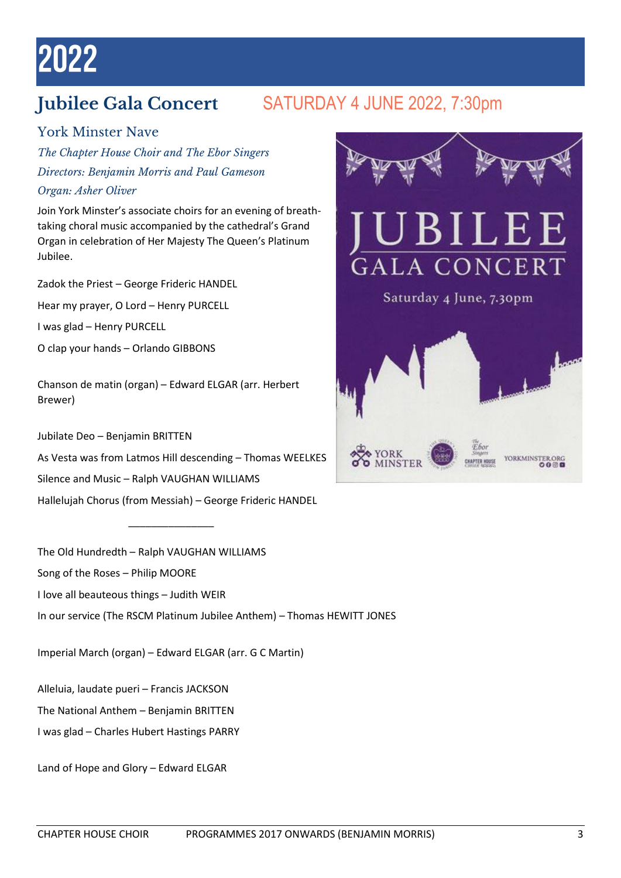# 2022

## Jubilee Gala Concert SATURDAY 4 JUNE 2022, 7:30pm

### York Minster Nave

*The Chapter House Choir and The Ebor Singers*
*Directors: Benjamin Morris and Paul Gameson*
*Organ: Asher Oliver*

Join York Minster's associate choirs for an evening of breath-taking choral music accompanied by the cathedral's Grand Organ in celebration of Her Majesty The Queen's Platinum Jubilee.

Zadok the Priest – George Frideric HANDEL

Hear my prayer, O Lord – Henry PURCELL

I was glad – Henry PURCELL

O clap your hands – Orlando GIBBONS

Chanson de matin (organ) – Edward ELGAR (arr. Herbert Brewer)

Jubilate Deo – Benjamin BRITTEN

As Vesta was from Latmos Hill descending – Thomas WEELKES

Silence and Music – Ralph VAUGHAN WILLIAMS

Hallelujah Chorus (from Messiah) – George Frideric HANDEL

_______________

The Old Hundredth – Ralph VAUGHAN WILLIAMS

Song of the Roses – Philip MOORE

I love all beauteous things – Judith WEIR

In our service (The RSCM Platinum Jubilee Anthem) – Thomas HEWITT JONES

Imperial March (organ) – Edward ELGAR (arr. G C Martin)

Alleluia, laudate pueri – Francis JACKSON

The National Anthem – Benjamin BRITTEN

I was glad – Charles Hubert Hastings PARRY

Land of Hope and Glory – Edward ELGAR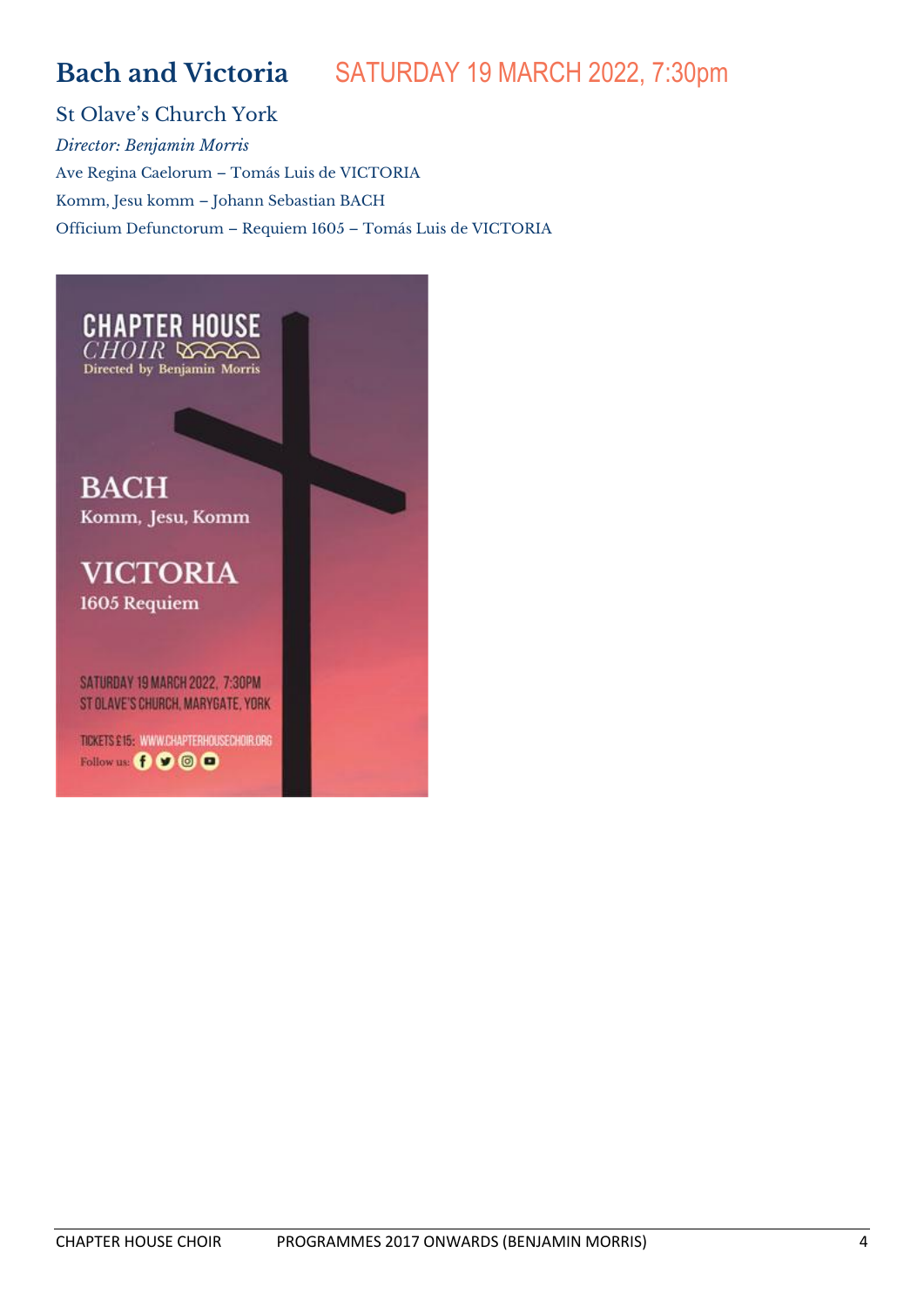## Bach and Victoria SATURDAY 19 MARCH 2022, 7:30pm

St Olave's Church York

*Director: Benjamin Morris*

Ave Regina Caelorum – Tomás Luis de VICTORIA

Komm, Jesu komm – Johann Sebastian BACH

Officium Defunctorum – Requiem 1605 – Tomás Luis de VICTORIA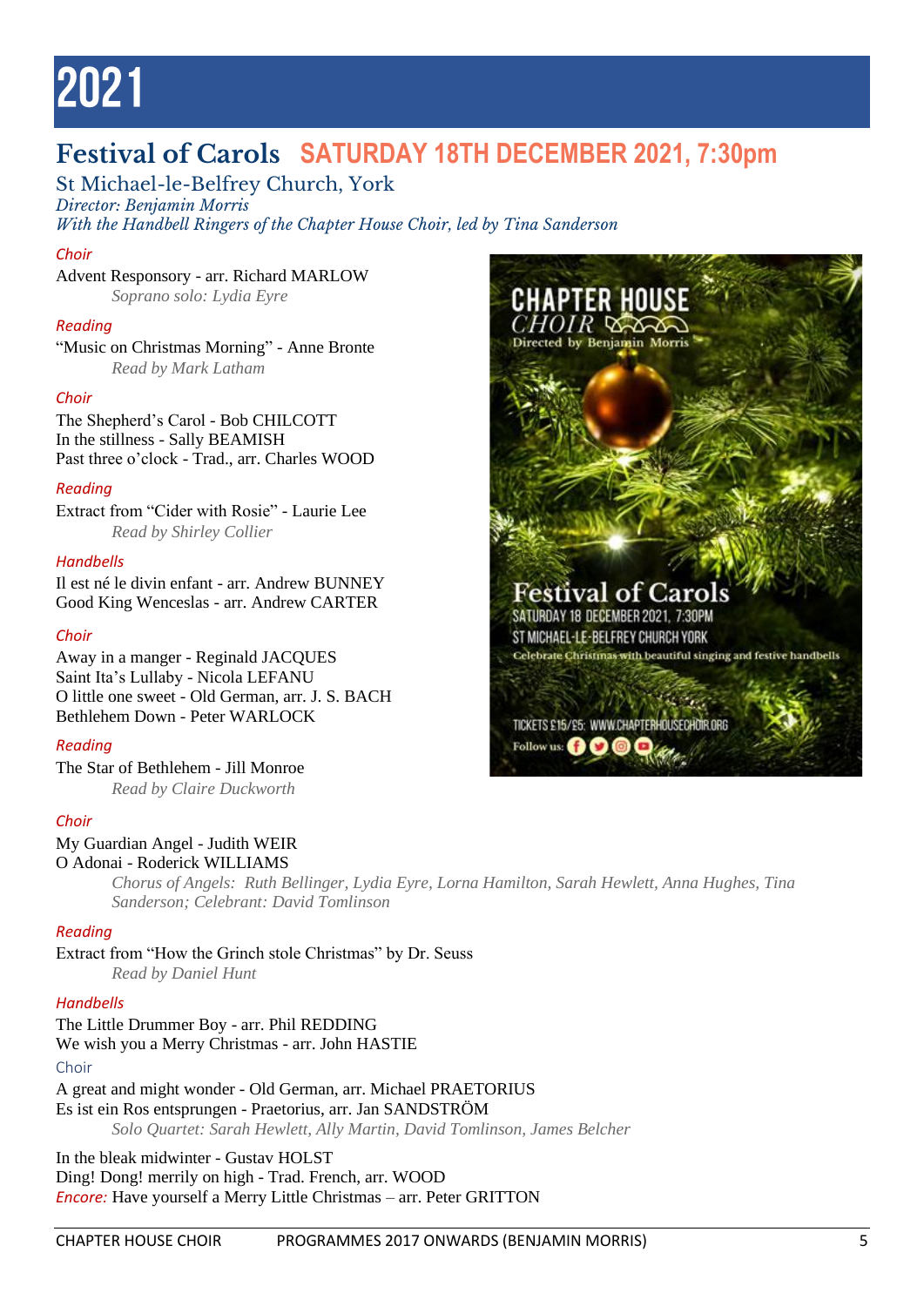# 2021

## Festival of Carols SATURDAY 18TH DECEMBER 2021, 7:30pm

St Michael-le-Belfrey Church, York
*Director: Benjamin Morris*
*With the Handbell Ringers of the Chapter House Choir, led by Tina Sanderson*

*Choir*

Advent Responsory - arr. Richard MARLOW
*Soprano solo: Lydia Eyre*

*Reading*

"Music on Christmas Morning" - Anne Bronte
*Read by Mark Latham*

*Choir*

The Shepherd's Carol - Bob CHILCOTT
In the stillness - Sally BEAMISH
Past three o'clock - Trad., arr. Charles WOOD

*Reading*

Extract from "Cider with Rosie" - Laurie Lee
*Read by Shirley Collier*

*Handbells*

Il est né le divin enfant - arr. Andrew BUNNEY
Good King Wenceslas - arr. Andrew CARTER

*Choir*

Away in a manger - Reginald JACQUES
Saint Ita's Lullaby - Nicola LEFANU
O little one sweet - Old German, arr. J. S. BACH
Bethlehem Down - Peter WARLOCK

*Reading*

The Star of Bethlehem - Jill Monroe
*Read by Claire Duckworth*

*Choir*

My Guardian Angel - Judith WEIR
O Adonai - Roderick WILLIAMS
*Chorus of Angels: Ruth Bellinger, Lydia Eyre, Lorna Hamilton, Sarah Hewlett, Anna Hughes, Tina Sanderson; Celebrant: David Tomlinson*

*Reading*

Extract from "How the Grinch stole Christmas" by Dr. Seuss
*Read by Daniel Hunt*

*Handbells*

The Little Drummer Boy - arr. Phil REDDING
We wish you a Merry Christmas - arr. John HASTIE

Choir

A great and might wonder - Old German, arr. Michael PRAETORIUS
Es ist ein Ros entsprungen - Praetorius, arr. Jan SANDSTRÖM
*Solo Quartet: Sarah Hewlett, Ally Martin, David Tomlinson, James Belcher*

In the bleak midwinter - Gustav HOLST
Ding! Dong! merrily on high - Trad. French, arr. WOOD
*Encore:* Have yourself a Merry Little Christmas – arr. Peter GRITTON

CHAPTER HOUSE CHOIR
CHOIR
Directed by Benjamin Morris

Festival of Carols
SATURDAY 18 DECEMBER 2021, 7:30PM
ST MICHAEL-LE-BELFREY CHURCH YORK
Celebrate Christmas with beautiful singing and festive handbells

TICKETS £15/£5: WWW.CHAPTERHOUSECHOIR.ORG
Follow us: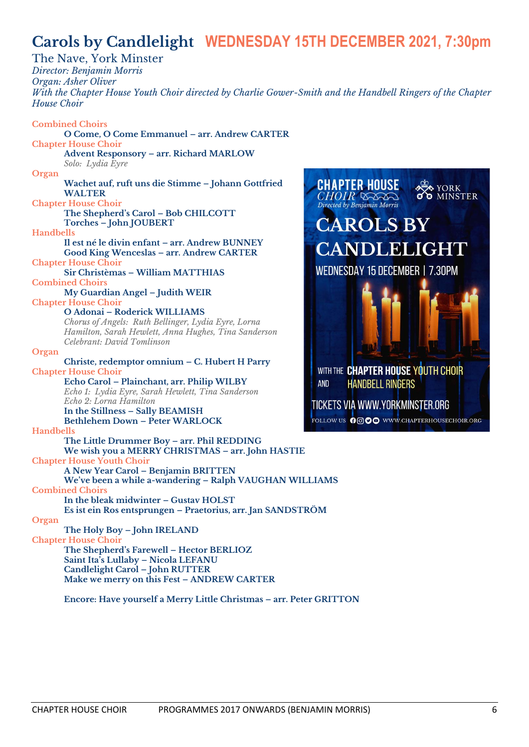# Carols by Candlelight WEDNESDAY 15TH DECEMBER 2021, 7:30pm

The Nave, York Minster
*Director: Benjamin Morris*
*Organ: Asher Oliver*
*With the Chapter House Youth Choir directed by Charlie Gower-Smith and the Handbell Ringers of the Chapter House Choir*

Combined Choirs
**O Come, O Come Emmanuel – arr. Andrew CARTER**

Chapter House Choir
**Advent Responsory – arr. Richard MARLOW**
*Solo: Lydia Eyre*

Organ
**Wachet auf, ruft uns die Stimme – Johann Gottfried WALTER**

Chapter House Choir
**The Shepherd's Carol – Bob CHILCOTT**
**Torches – John JOUBERT**

Handbells
**Il est né le divin enfant – arr. Andrew BUNNEY**
**Good King Wenceslas – arr. Andrew CARTER**

Chapter House Choir
**Sir Christèmas – William MATTHIAS**

Combined Choirs
**My Guardian Angel – Judith WEIR**

Chapter House Choir
**O Adonai – Roderick WILLIAMS**
*Chorus of Angels: Ruth Bellinger, Lydia Eyre, Lorna Hamilton, Sarah Hewlett, Anna Hughes, Tina Sanderson*
*Celebrant: David Tomlinson*

Organ
**Christe, redemptor omnium – C. Hubert H Parry**

Chapter House Choir
**Echo Carol – Plainchant, arr. Philip WILBY**
*Echo 1: Lydia Eyre, Sarah Hewlett, Tina Sanderson*
*Echo 2: Lorna Hamilton*
**In the Stillness – Sally BEAMISH**
**Bethlehem Down – Peter WARLOCK**

Handbells
**The Little Drummer Boy – arr. Phil REDDING**
**We wish you a MERRY CHRISTMAS – arr. John HASTIE**

Chapter House Youth Choir
**A New Year Carol – Benjamin BRITTEN**
**We've been a while a-wandering – Ralph VAUGHAN WILLIAMS**

Combined Choirs
**In the bleak midwinter – Gustav HOLST**
**Es ist ein Ros entsprungen – Praetorius, arr. Jan SANDSTRÖM**

Organ
**The Holy Boy – John IRELAND**

Chapter House Choir
**The Shepherd's Farewell – Hector BERLIOZ**
**Saint Ita's Lullaby – Nicola LEFANU**
**Candlelight Carol – John RUTTER**
**Make we merry on this Fest – ANDREW CARTER**

**Encore: Have yourself a Merry Little Christmas – arr. Peter GRITTON**

CHAPTER HOUSE CHOIR
*Directed by Benjamin Morris*
YORK MINSTER

CAROLS BY CANDLELIGHT
WEDNESDAY 15 DECEMBER | 7.30PM

WITH THE CHAPTER HOUSE YOUTH CHOIR AND HANDBELL RINGERS

TICKETS VIA WWW.YORKMINSTER.ORG

FOLLOW US WWW.CHAPTERHOUSECHOIR.ORG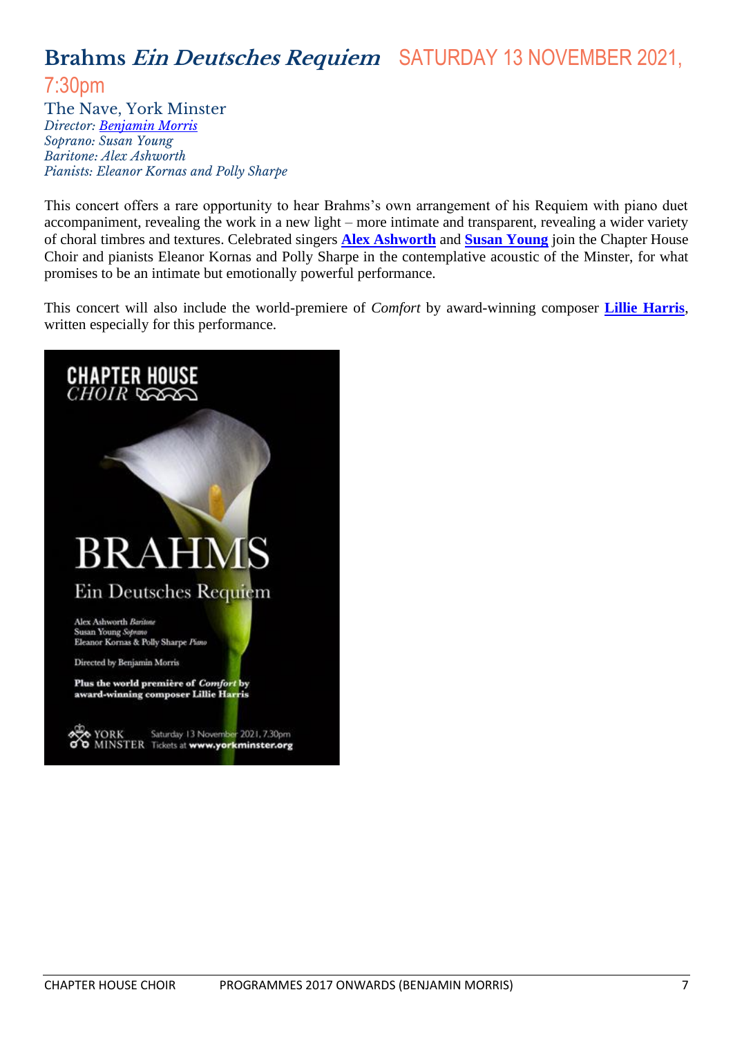## Brahms *Ein Deutsches Requiem* SATURDAY 13 NOVEMBER 2021, 7:30pm

The Nave, York Minster
*Director: Benjamin Morris*
*Soprano: Susan Young*
*Baritone: Alex Ashworth*
*Pianists: Eleanor Kornas and Polly Sharpe*

This concert offers a rare opportunity to hear Brahms's own arrangement of his Requiem with piano duet accompaniment, revealing the work in a new light – more intimate and transparent, revealing a wider variety of choral timbres and textures. Celebrated singers **Alex Ashworth** and **Susan Young** join the Chapter House Choir and pianists Eleanor Kornas and Polly Sharpe in the contemplative acoustic of the Minster, for what promises to be an intimate but emotionally powerful performance.

This concert will also include the world-premiere of *Comfort* by award-winning composer **Lillie Harris**, written especially for this performance.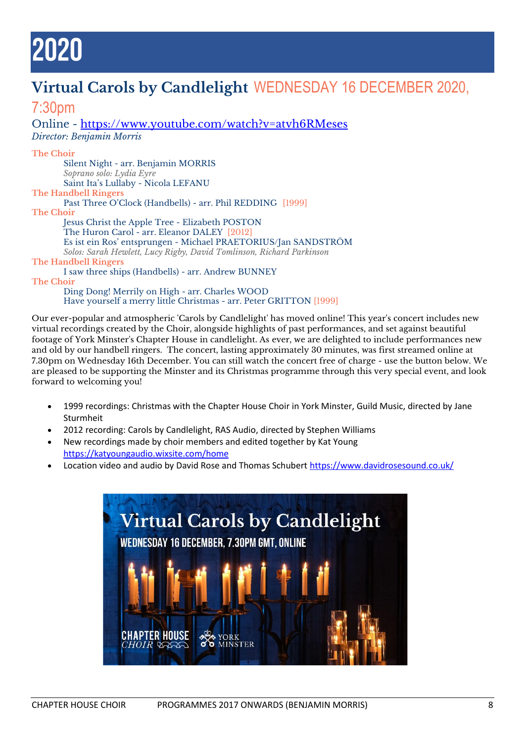# 2020

## Virtual Carols by Candlelight WEDNESDAY 16 DECEMBER 2020, 7:30pm

Online - https://www.youtube.com/watch?v=atvh6RMeses

*Director: Benjamin Morris*

**The Choir**

- Silent Night - arr. Benjamin MORRIS
  - *Soprano solo: Lydia Eyre*
- Saint Ita's Lullaby - Nicola LEFANU

**The Handbell Ringers**

- Past Three O'Clock (Handbells) - arr. Phil REDDING [1999]

**The Choir**

- Jesus Christ the Apple Tree - Elizabeth POSTON
- The Huron Carol - arr. Eleanor DALEY [2012]
- Es ist ein Ros' entsprungen - Michael PRAETORIUS/Jan SANDSTRÖM
  - *Solos: Sarah Hewlett, Lucy Rigby, David Tomlinson, Richard Parkinson*

**The Handbell Ringers**

- I saw three ships (Handbells) - arr. Andrew BUNNEY

**The Choir**

- Ding Dong! Merrily on High - arr. Charles WOOD
- Have yourself a merry little Christmas - arr. Peter GRITTON [1999]

Our ever-popular and atmospheric 'Carols by Candlelight' has moved online! This year's concert includes new virtual recordings created by the Choir, alongside highlights of past performances, and set against beautiful footage of York Minster's Chapter House in candlelight. As ever, we are delighted to include performances new and old by our handbell ringers. The concert, lasting approximately 30 minutes, was first streamed online at 7.30pm on Wednesday 16th December. You can still watch the concert free of charge - use the button below. We are pleased to be supporting the Minster and its Christmas programme through this very special event, and look forward to welcoming you!

- 1999 recordings: Christmas with the Chapter House Choir in York Minster, Guild Music, directed by Jane Sturmheit
- 2012 recording: Carols by Candlelight, RAS Audio, directed by Stephen Williams
- New recordings made by choir members and edited together by Kat Young https://katyoungaudio.wixsite.com/home
- Location video and audio by David Rose and Thomas Schubert https://www.davidrosesound.co.uk/

Virtual Carols by Candlelight
WEDNESDAY 16 DECEMBER, 7.30PM GMT, ONLINE
CHAPTER HOUSE CHOIR — YORK MINSTER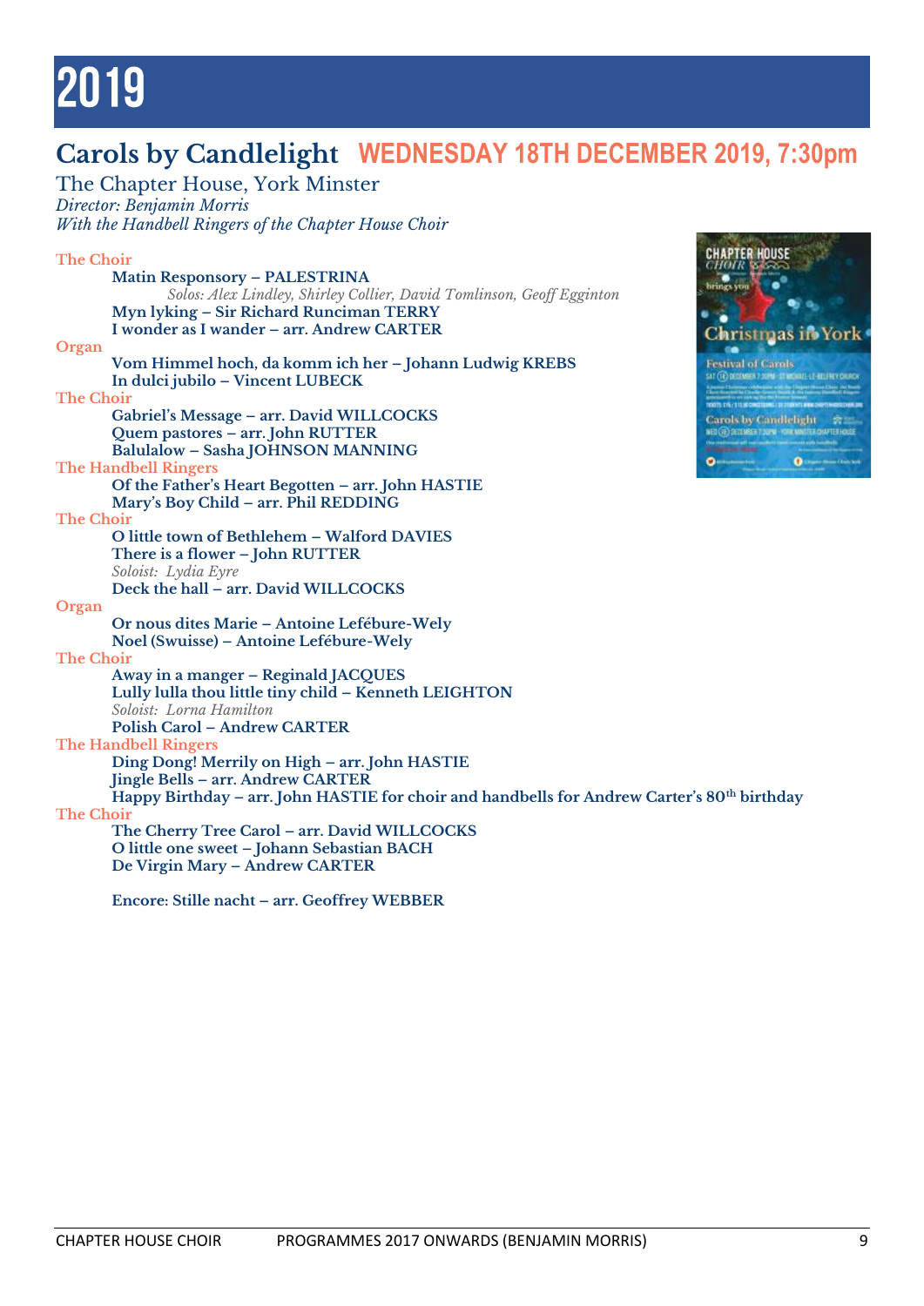# 2019

## Carols by Candlelight WEDNESDAY 18TH DECEMBER 2019, 7:30pm

The Chapter House, York Minster
*Director: Benjamin Morris*
*With the Handbell Ringers of the Chapter House Choir*

The Choir

**Matin Responsory – PALESTRINA**
*Solos: Alex Lindley, Shirley Collier, David Tomlinson, Geoff Egginton*
**Myn lyking – Sir Richard Runciman TERRY**
**I wonder as I wander – arr. Andrew CARTER**

Organ

**Vom Himmel hoch, da komm ich her – Johann Ludwig KREBS**
**In dulci jubilo – Vincent LUBECK**

The Choir

**Gabriel's Message – arr. David WILLCOCKS**
**Quem pastores – arr. John RUTTER**
**Balulalow – Sasha JOHNSON MANNING**

The Handbell Ringers

**Of the Father's Heart Begotten – arr. John HASTIE**
**Mary's Boy Child – arr. Phil REDDING**

The Choir

**O little town of Bethlehem – Walford DAVIES**
**There is a flower – John RUTTER**
*Soloist: Lydia Eyre*
**Deck the hall – arr. David WILLCOCKS**

Organ

**Or nous dites Marie – Antoine Lefébure-Wely**
**Noel (Swuisse) – Antoine Lefébure-Wely**

The Choir

**Away in a manger – Reginald JACQUES**
**Lully lulla thou little tiny child – Kenneth LEIGHTON**
*Soloist: Lorna Hamilton*
**Polish Carol – Andrew CARTER**

The Handbell Ringers

**Ding Dong! Merrily on High – arr. John HASTIE**
**Jingle Bells – arr. Andrew CARTER**
**Happy Birthday – arr. John HASTIE for choir and handbells for Andrew Carter's 80th birthday**

The Choir

**The Cherry Tree Carol – arr. David WILLCOCKS**
**O little one sweet – Johann Sebastian BACH**
**De Virgin Mary – Andrew CARTER**

**Encore: Stille nacht – arr. Geoffrey WEBBER**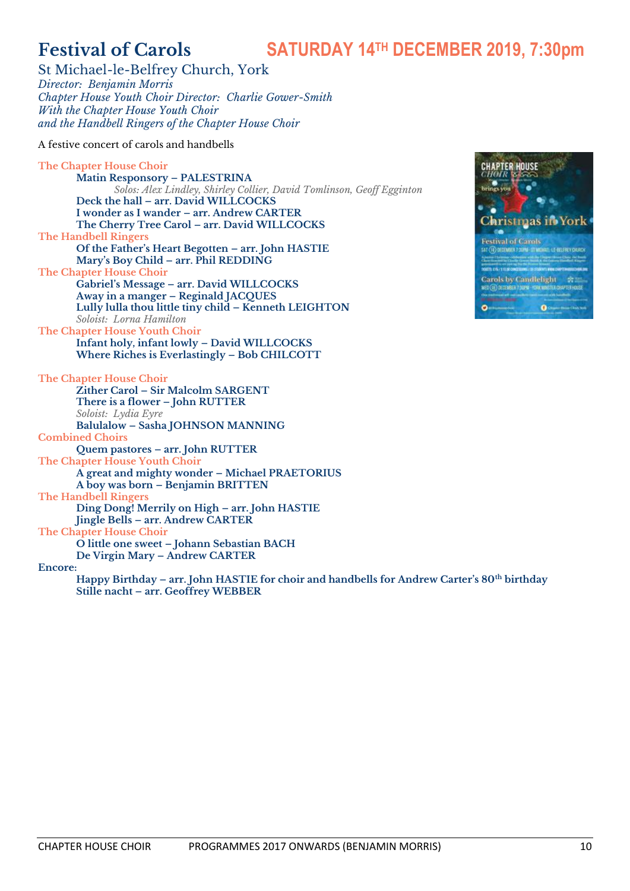# Festival of Carols

## SATURDAY 14TH DECEMBER 2019, 7:30pm

St Michael-le-Belfrey Church, York

*Director: Benjamin Morris*
*Chapter House Youth Choir Director: Charlie Gower-Smith*
*With the Chapter House Youth Choir*
*and the Handbell Ringers of the Chapter House Choir*

A festive concert of carols and handbells

**The Chapter House Choir**

- **Matin Responsory – PALESTRINA**
  *Solos: Alex Lindley, Shirley Collier, David Tomlinson, Geoff Egginton*
- **Deck the hall – arr. David WILLCOCKS**
- **I wonder as I wander – arr. Andrew CARTER**
- **The Cherry Tree Carol – arr. David WILLCOCKS**

**The Handbell Ringers**

- **Of the Father's Heart Begotten – arr. John HASTIE**
- **Mary's Boy Child – arr. Phil REDDING**

**The Chapter House Choir**

- **Gabriel's Message – arr. David WILLCOCKS**
- **Away in a manger – Reginald JACQUES**
- **Lully lulla thou little tiny child – Kenneth LEIGHTON**
  *Soloist: Lorna Hamilton*

**The Chapter House Youth Choir**

- **Infant holy, infant lowly – David WILLCOCKS**
- **Where Riches is Everlastingly – Bob CHILCOTT**

**The Chapter House Choir**

- **Zither Carol – Sir Malcolm SARGENT**
- **There is a flower – John RUTTER**
  *Soloist: Lydia Eyre*
- **Balulalow – Sasha JOHNSON MANNING**

**Combined Choirs**

- **Quem pastores – arr. John RUTTER**

**The Chapter House Youth Choir**

- **A great and mighty wonder – Michael PRAETORIUS**
- **A boy was born – Benjamin BRITTEN**

**The Handbell Ringers**

- **Ding Dong! Merrily on High – arr. John HASTIE**
- **Jingle Bells – arr. Andrew CARTER**

**The Chapter House Choir**

- **O little one sweet – Johann Sebastian BACH**
- **De Virgin Mary – Andrew CARTER**

**Encore:**

- **Happy Birthday – arr. John HASTIE for choir and handbells for Andrew Carter's 80th birthday**
- **Stille nacht – arr. Geoffrey WEBBER**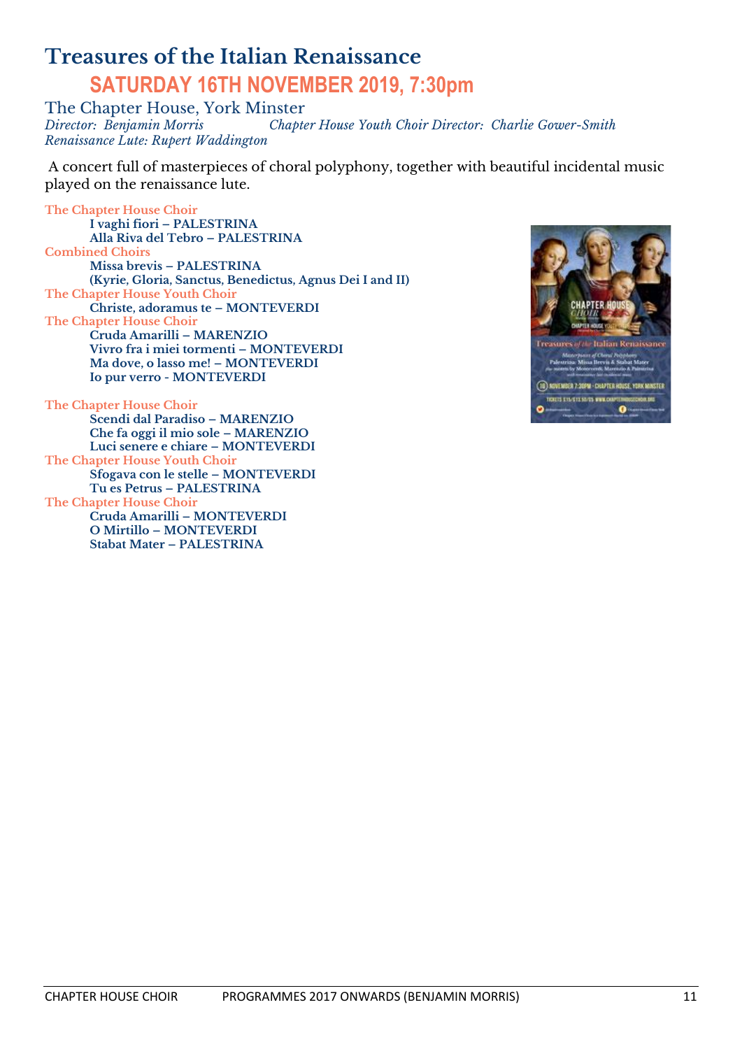# Treasures of the Italian Renaissance

## SATURDAY 16TH NOVEMBER 2019, 7:30pm

The Chapter House, York Minster

*Director: Benjamin Morris* *Chapter House Youth Choir Director: Charlie Gower-Smith*
*Renaissance Lute: Rupert Waddington*

A concert full of masterpieces of choral polyphony, together with beautiful incidental music played on the renaissance lute.

The Chapter House Choir

**I vaghi fiori – PALESTRINA**
**Alla Riva del Tebro – PALESTRINA**

Combined Choirs

**Missa brevis – PALESTRINA**
**(Kyrie, Gloria, Sanctus, Benedictus, Agnus Dei I and II)**

The Chapter House Youth Choir

**Christe, adoramus te – MONTEVERDI**

The Chapter House Choir

**Cruda Amarilli – MARENZIO**
**Vivro fra i miei tormenti – MONTEVERDI**
**Ma dove, o lasso me! – MONTEVERDI**
**Io pur verro - MONTEVERDI**

The Chapter House Choir

**Scendi dal Paradiso – MARENZIO**
**Che fa oggi il mio sole – MARENZIO**
**Luci senere e chiare – MONTEVERDI**

The Chapter House Youth Choir

**Sfogava con le stelle – MONTEVERDI**
**Tu es Petrus – PALESTRINA**

The Chapter House Choir

**Cruda Amarilli – MONTEVERDI**
**O Mirtillo – MONTEVERDI**
**Stabat Mater – PALESTRINA**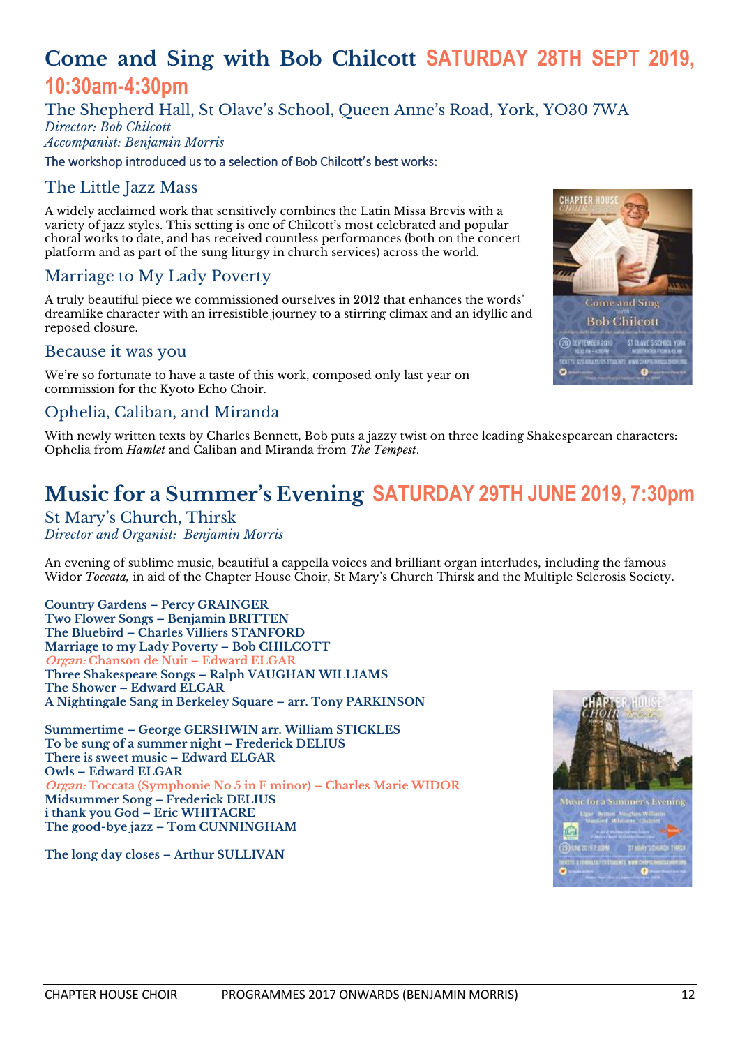# Come and Sing with Bob Chilcott SATURDAY 28TH SEPT 2019, 10:30am-4:30pm

The Shepherd Hall, St Olave's School, Queen Anne's Road, York, YO30 7WA

*Director: Bob Chilcott*
*Accompanist: Benjamin Morris*

The workshop introduced us to a selection of Bob Chilcott's best works:

## The Little Jazz Mass

A widely acclaimed work that sensitively combines the Latin Missa Brevis with a variety of jazz styles. This setting is one of Chilcott's most celebrated and popular choral works to date, and has received countless performances (both on the concert platform and as part of the sung liturgy in church services) across the world.

## Marriage to My Lady Poverty

A truly beautiful piece we commissioned ourselves in 2012 that enhances the words' dreamlike character with an irresistible journey to a stirring climax and an idyllic and reposed closure.

## Because it was you

We're so fortunate to have a taste of this work, composed only last year on commission for the Kyoto Echo Choir.

## Ophelia, Caliban, and Miranda

With newly written texts by Charles Bennett, Bob puts a jazzy twist on three leading Shakespearean characters: Ophelia from *Hamlet* and Caliban and Miranda from *The Tempest*.

---

# Music for a Summer's Evening SATURDAY 29TH JUNE 2019, 7:30pm

St Mary's Church, Thirsk

*Director and Organist: Benjamin Morris*

An evening of sublime music, beautiful a cappella voices and brilliant organ interludes, including the famous Widor *Toccata,* in aid of the Chapter House Choir, St Mary's Church Thirsk and the Multiple Sclerosis Society.

**Country Gardens – Percy GRAINGER**
**Two Flower Songs – Benjamin BRITTEN**
**The Bluebird – Charles Villiers STANFORD**
**Marriage to my Lady Poverty – Bob CHILCOTT**
***Organ:* Chanson de Nuit – Edward ELGAR**
**Three Shakespeare Songs – Ralph VAUGHAN WILLIAMS**
**The Shower – Edward ELGAR**
**A Nightingale Sang in Berkeley Square – arr. Tony PARKINSON**

**Summertime – George GERSHWIN arr. William STICKLES**
**To be sung of a summer night – Frederick DELIUS**
**There is sweet music – Edward ELGAR**
**Owls – Edward ELGAR**
***Organ:* Toccata (Symphonie No 5 in F minor) – Charles Marie WIDOR**
**Midsummer Song – Frederick DELIUS**
**i thank you God – Eric WHITACRE**
**The good-bye jazz – Tom CUNNINGHAM**

**The long day closes – Arthur SULLIVAN**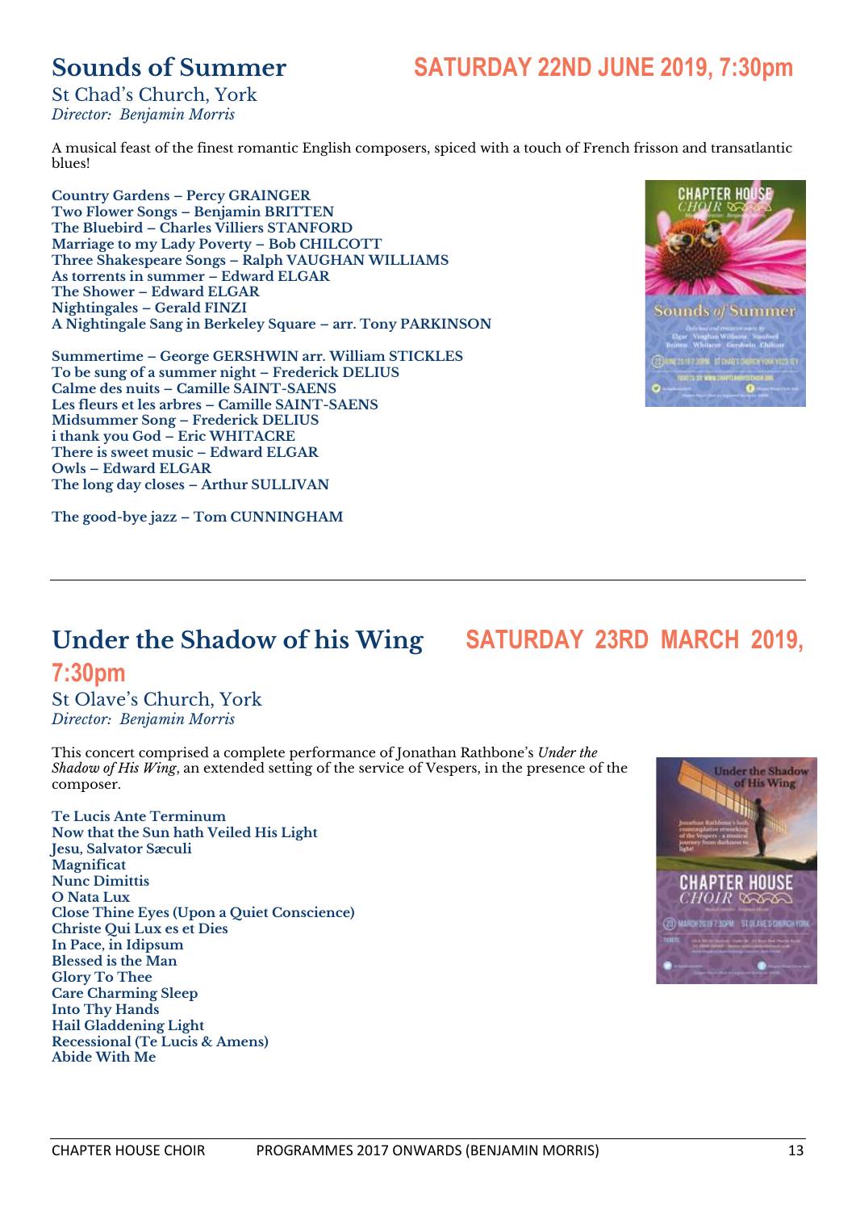## Sounds of Summer

**SATURDAY 22ND JUNE 2019, 7:30pm**

St Chad's Church, York
*Director: Benjamin Morris*

A musical feast of the finest romantic English composers, spiced with a touch of French frisson and transatlantic blues!

**Country Gardens – Percy GRAINGER**
**Two Flower Songs – Benjamin BRITTEN**
**The Bluebird – Charles Villiers STANFORD**
**Marriage to my Lady Poverty – Bob CHILCOTT**
**Three Shakespeare Songs – Ralph VAUGHAN WILLIAMS**
**As torrents in summer – Edward ELGAR**
**The Shower – Edward ELGAR**
**Nightingales – Gerald FINZI**
**A Nightingale Sang in Berkeley Square – arr. Tony PARKINSON**

**Summertime – George GERSHWIN arr. William STICKLES**
**To be sung of a summer night – Frederick DELIUS**
**Calme des nuits – Camille SAINT-SAENS**
**Les fleurs et les arbres – Camille SAINT-SAENS**
**Midsummer Song – Frederick DELIUS**
**i thank you God – Eric WHITACRE**
**There is sweet music – Edward ELGAR**
**Owls – Edward ELGAR**
**The long day closes – Arthur SULLIVAN**

**The good-bye jazz – Tom CUNNINGHAM**

---

## Under the Shadow of his Wing

**SATURDAY 23RD MARCH 2019, 7:30pm**

St Olave's Church, York
*Director: Benjamin Morris*

This concert comprised a complete performance of Jonathan Rathbone's *Under the Shadow of His Wing*, an extended setting of the service of Vespers, in the presence of the composer.

**Te Lucis Ante Terminum**
**Now that the Sun hath Veiled His Light**
**Jesu, Salvator Sæculi**
**Magnificat**
**Nunc Dimittis**
**O Nata Lux**
**Close Thine Eyes (Upon a Quiet Conscience)**
**Christe Qui Lux es et Dies**
**In Pace, in Idipsum**
**Blessed is the Man**
**Glory To Thee**
**Care Charming Sleep**
**Into Thy Hands**
**Hail Gladdening Light**
**Recessional (Te Lucis & Amens)**
**Abide With Me**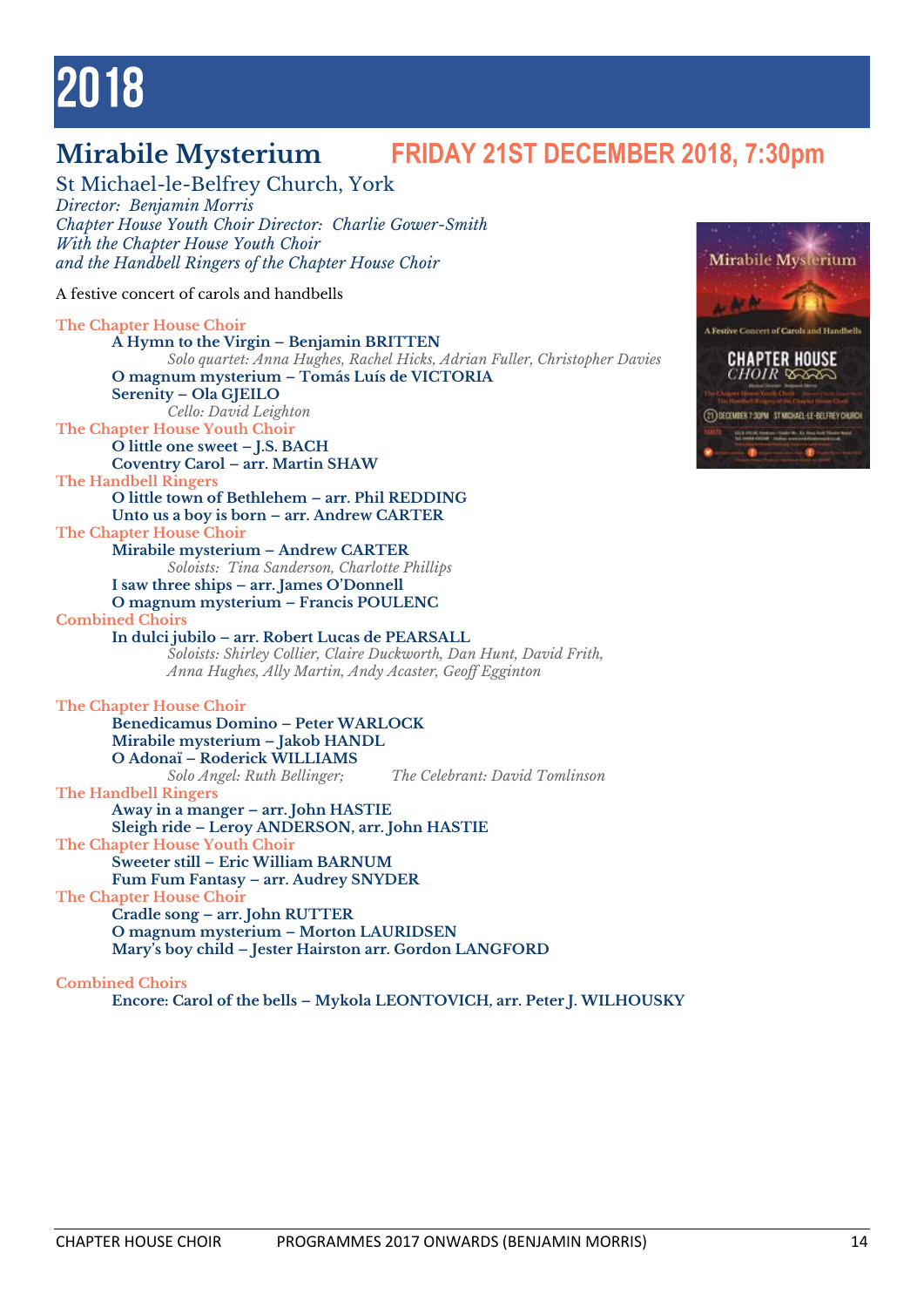# 2018

## Mirabile Mysterium — FRIDAY 21ST DECEMBER 2018, 7:30pm

St Michael-le-Belfrey Church, York
*Director: Benjamin Morris*
*Chapter House Youth Choir Director: Charlie Gower-Smith*
*With the Chapter House Youth Choir*
*and the Handbell Ringers of the Chapter House Choir*

A festive concert of carols and handbells

The Chapter House Choir
- **A Hymn to the Virgin – Benjamin BRITTEN**
  *Solo quartet: Anna Hughes, Rachel Hicks, Adrian Fuller, Christopher Davies*
- **O magnum mysterium – Tomás Luís de VICTORIA**
- **Serenity – Ola GJEILO**
  *Cello: David Leighton*

The Chapter House Youth Choir
- **O little one sweet – J.S. BACH**
- **Coventry Carol – arr. Martin SHAW**

The Handbell Ringers
- **O little town of Bethlehem – arr. Phil REDDING**
- **Unto us a boy is born – arr. Andrew CARTER**

The Chapter House Choir
- **Mirabile mysterium – Andrew CARTER**
  *Soloists: Tina Sanderson, Charlotte Phillips*
- **I saw three ships – arr. James O'Donnell**
- **O magnum mysterium – Francis POULENC**

Combined Choirs
- **In dulci jubilo – arr. Robert Lucas de PEARSALL**
  *Soloists: Shirley Collier, Claire Duckworth, Dan Hunt, David Frith, Anna Hughes, Ally Martin, Andy Acaster, Geoff Egginton*

The Chapter House Choir
- **Benedicamus Domino – Peter WARLOCK**
- **Mirabile mysterium – Jakob HANDL**
- **O Adonaï – Roderick WILLIAMS**
  *Solo Angel: Ruth Bellinger; The Celebrant: David Tomlinson*

The Handbell Ringers
- **Away in a manger – arr. John HASTIE**
- **Sleigh ride – Leroy ANDERSON, arr. John HASTIE**

The Chapter House Youth Choir
- **Sweeter still – Eric William BARNUM**
- **Fum Fum Fantasy – arr. Audrey SNYDER**

The Chapter House Choir
- **Cradle song – arr. John RUTTER**
- **O magnum mysterium – Morton LAURIDSEN**
- **Mary's boy child – Jester Hairston arr. Gordon LANGFORD**

Combined Choirs
- **Encore: Carol of the bells – Mykola LEONTOVICH, arr. Peter J. WILHOUSKY**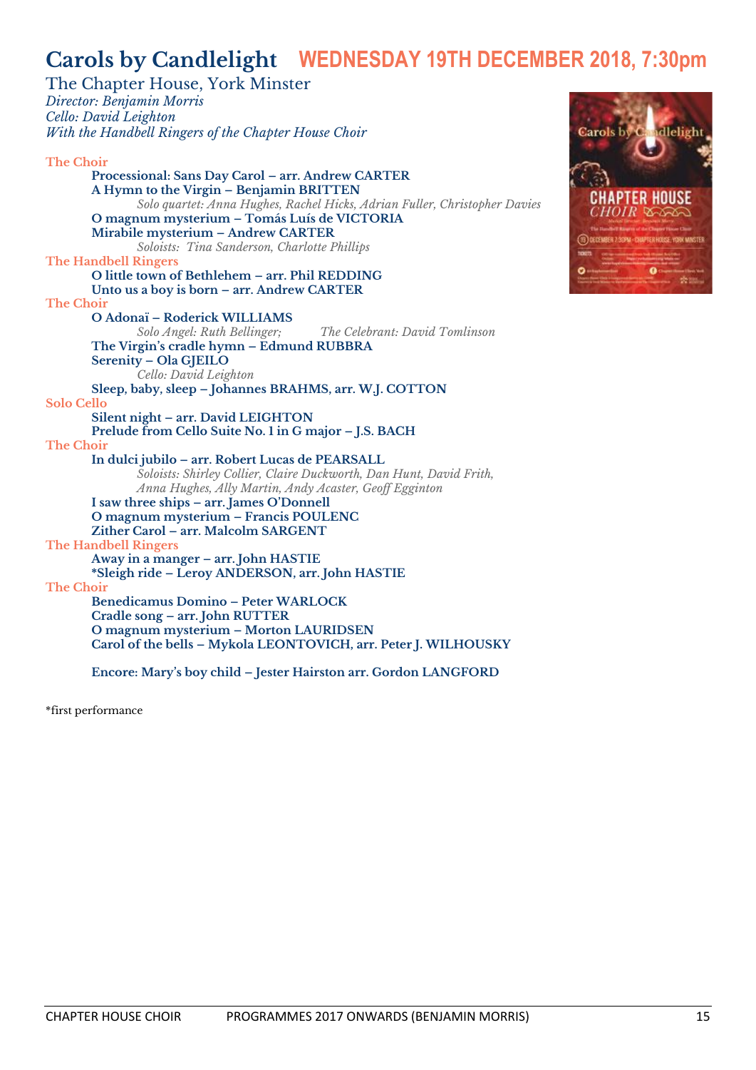# Carols by Candlelight WEDNESDAY 19TH DECEMBER 2018, 7:30pm

The Chapter House, York Minster
*Director: Benjamin Morris*
*Cello: David Leighton*
*With the Handbell Ringers of the Chapter House Choir*

**The Choir**

- **Processional: Sans Day Carol – arr. Andrew CARTER**
- **A Hymn to the Virgin – Benjamin BRITTEN**
  *Solo quartet: Anna Hughes, Rachel Hicks, Adrian Fuller, Christopher Davies*
- **O magnum mysterium – Tomás Luís de VICTORIA**
- **Mirabile mysterium – Andrew CARTER**
  *Soloists: Tina Sanderson, Charlotte Phillips*

**The Handbell Ringers**

- **O little town of Bethlehem – arr. Phil REDDING**
- **Unto us a boy is born – arr. Andrew CARTER**

**The Choir**

- **O Adonaï – Roderick WILLIAMS**
  *Solo Angel: Ruth Bellinger; The Celebrant: David Tomlinson*
- **The Virgin's cradle hymn – Edmund RUBBRA**
- **Serenity – Ola GJEILO**
  *Cello: David Leighton*
- **Sleep, baby, sleep – Johannes BRAHMS, arr. W.J. COTTON**

**Solo Cello**

- **Silent night – arr. David LEIGHTON**
- **Prelude from Cello Suite No. 1 in G major – J.S. BACH**

**The Choir**

- **In dulci jubilo – arr. Robert Lucas de PEARSALL**
  *Soloists: Shirley Collier, Claire Duckworth, Dan Hunt, David Frith, Anna Hughes, Ally Martin, Andy Acaster, Geoff Egginton*
- **I saw three ships – arr. James O'Donnell**
- **O magnum mysterium – Francis POULENC**
- **Zither Carol – arr. Malcolm SARGENT**

**The Handbell Ringers**

- **Away in a manger – arr. John HASTIE**
- **\*Sleigh ride – Leroy ANDERSON, arr. John HASTIE**

**The Choir**

- **Benedicamus Domino – Peter WARLOCK**
- **Cradle song – arr. John RUTTER**
- **O magnum mysterium – Morton LAURIDSEN**
- **Carol of the bells – Mykola LEONTOVICH, arr. Peter J. WILHOUSKY**

**Encore: Mary's boy child – Jester Hairston arr. Gordon LANGFORD**

*first performance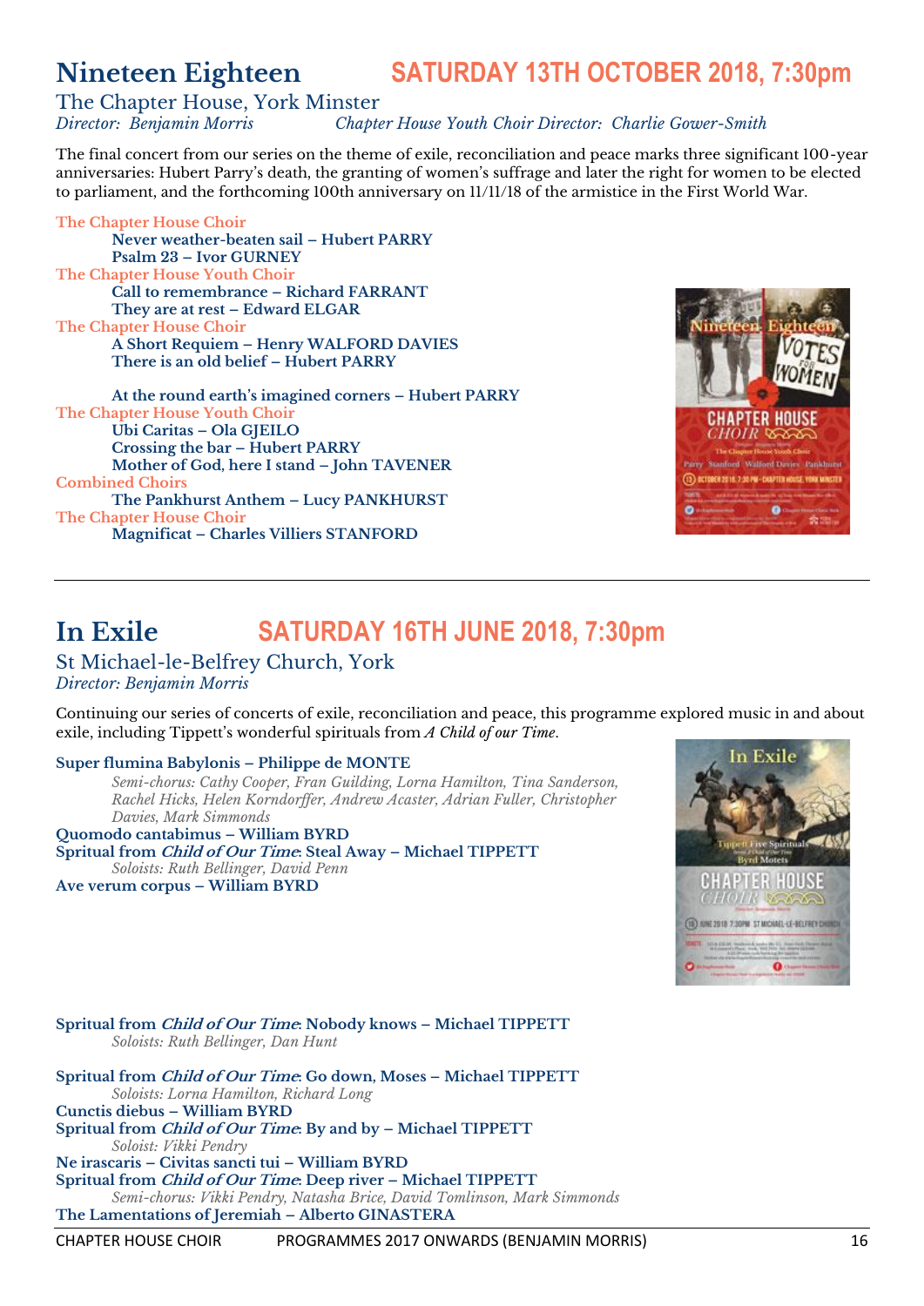## Nineteen Eighteen — SATURDAY 13TH OCTOBER 2018, 7:30pm

The Chapter House, York Minster

*Director: Benjamin Morris* *Chapter House Youth Choir Director: Charlie Gower-Smith*

The final concert from our series on the theme of exile, reconciliation and peace marks three significant 100-year anniversaries: Hubert Parry's death, the granting of women's suffrage and later the right for women to be elected to parliament, and the forthcoming 100th anniversary on 11/11/18 of the armistice in the First World War.

The Chapter House Choir

**Never weather-beaten sail – Hubert PARRY**
**Psalm 23 – Ivor GURNEY**

The Chapter House Youth Choir

**Call to remembrance – Richard FARRANT**
**They are at rest – Edward ELGAR**

The Chapter House Choir

**A Short Requiem – Henry WALFORD DAVIES**
**There is an old belief – Hubert PARRY**

**At the round earth's imagined corners – Hubert PARRY**

The Chapter House Youth Choir

**Ubi Caritas – Ola GJEILO**
**Crossing the bar – Hubert PARRY**
**Mother of God, here I stand – John TAVENER**

Combined Choirs

**The Pankhurst Anthem – Lucy PANKHURST**

The Chapter House Choir

**Magnificat – Charles Villiers STANFORD**

---

## In Exile — SATURDAY 16TH JUNE 2018, 7:30pm

St Michael-le-Belfrey Church, York

*Director: Benjamin Morris*

Continuing our series of concerts of exile, reconciliation and peace, this programme explored music in and about exile, including Tippett's wonderful spirituals from *A Child of our Time*.

**Super flumina Babylonis – Philippe de MONTE**
*Semi-chorus: Cathy Cooper, Fran Guilding, Lorna Hamilton, Tina Sanderson, Rachel Hicks, Helen Korndorffer, Andrew Acaster, Adrian Fuller, Christopher Davies, Mark Simmonds*

**Quomodo cantabimus – William BYRD**

**Spritual from *Child of Our Time*: Steal Away – Michael TIPPETT**
*Soloists: Ruth Bellinger, David Penn*

**Ave verum corpus – William BYRD**

**Spritual from *Child of Our Time*: Nobody knows – Michael TIPPETT**
*Soloists: Ruth Bellinger, Dan Hunt*

**Spritual from *Child of Our Time*: Go down, Moses – Michael TIPPETT**
*Soloists: Lorna Hamilton, Richard Long*

**Cunctis diebus – William BYRD**

**Spritual from *Child of Our Time*: By and by – Michael TIPPETT**
*Soloist: Vikki Pendry*

**Ne irascaris – Civitas sancti tui – William BYRD**

**Spritual from *Child of Our Time*: Deep river – Michael TIPPETT**
*Semi-chorus: Vikki Pendry, Natasha Brice, David Tomlinson, Mark Simmonds*

**The Lamentations of Jeremiah – Alberto GINASTERA**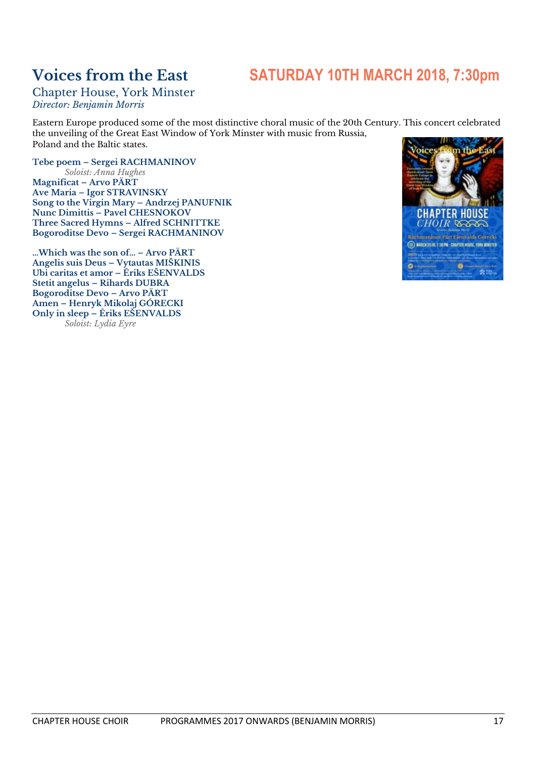# Voices from the East

## SATURDAY 10TH MARCH 2018, 7:30pm

Chapter House, York Minster
*Director: Benjamin Morris*

Eastern Europe produced some of the most distinctive choral music of the 20th Century. This concert celebrated the unveiling of the Great East Window of York Minster with music from Russia, Poland and the Baltic states.

**Tebe poem – Sergei RACHMANINOV**
*Soloist: Anna Hughes*
**Magnificat – Arvo PÄRT**
**Ave Maria – Igor STRAVINSKY**
**Song to the Virgin Mary – Andrzej PANUFNIK**
**Nunc Dimittis – Pavel CHESNOKOV**
**Three Sacred Hymns – Alfred SCHNITTKE**
**Bogoroditse Devo – Sergei RACHMANINOV**

**...Which was the son of... – Arvo PÄRT**
**Angelis suis Deus – Vytautas MIŠKINIS**
**Ubi caritas et amor – Ēriks EŠENVALDS**
**Stetit angelus – Rihards DUBRA**
**Bogoroditse Devo – Arvo PÄRT**
**Amen – Henryk Mikołaj GÓRECKI**
**Only in sleep – Ēriks EŠENVALDS**
*Soloist: Lydia Eyre*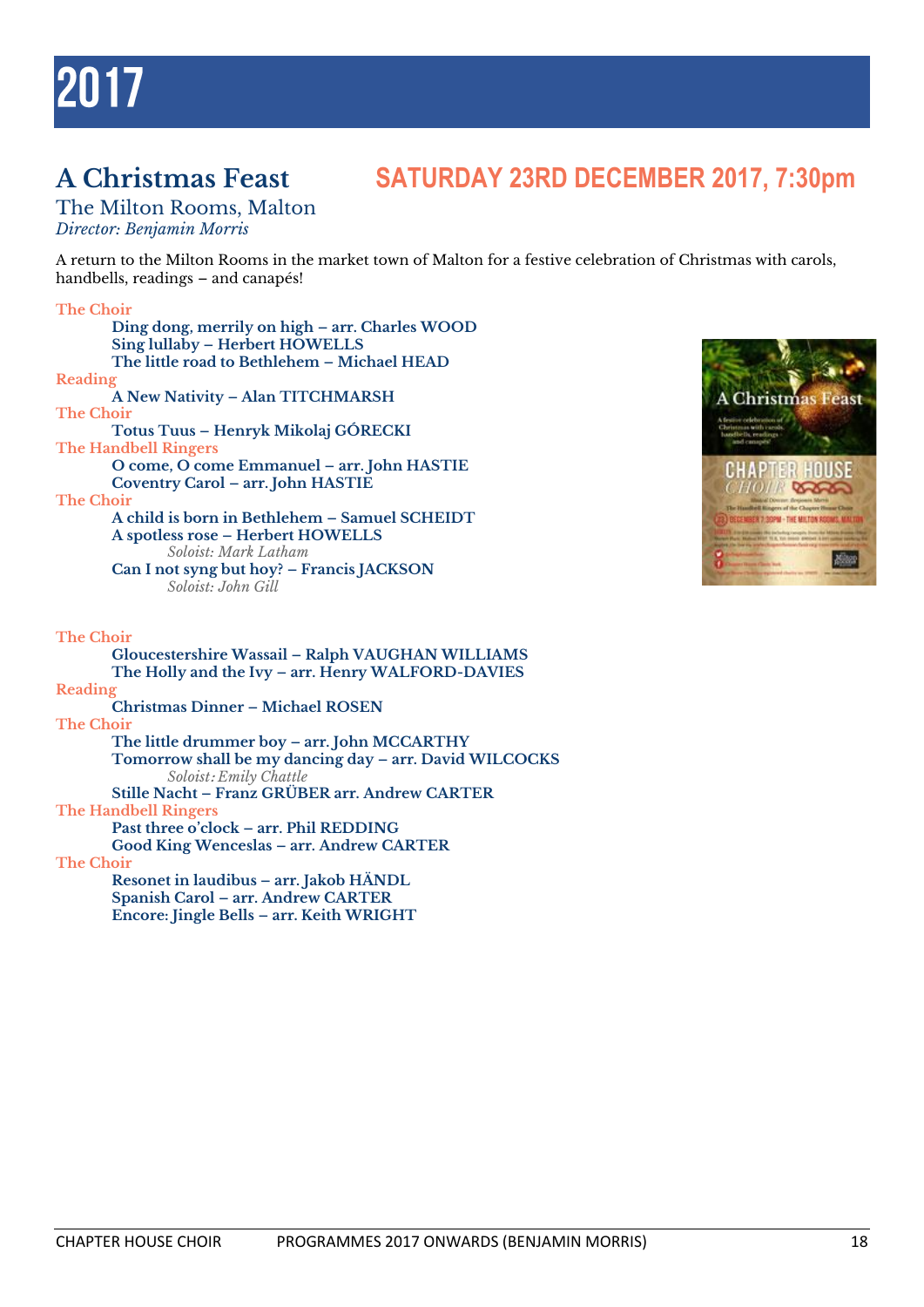# 2017

## A Christmas Feast

**SATURDAY 23RD DECEMBER 2017, 7:30pm**

The Milton Rooms, Malton
*Director: Benjamin Morris*

A return to the Milton Rooms in the market town of Malton for a festive celebration of Christmas with carols, handbells, readings – and canapés!

The Choir
- **Ding dong, merrily on high – arr. Charles WOOD**
- **Sing lullaby – Herbert HOWELLS**
- **The little road to Bethlehem – Michael HEAD**

Reading
- **A New Nativity – Alan TITCHMARSH**

The Choir
- **Totus Tuus – Henryk Mikolaj GÓRECKI**

The Handbell Ringers
- **O come, O come Emmanuel – arr. John HASTIE**
- **Coventry Carol – arr. John HASTIE**

The Choir
- **A child is born in Bethlehem – Samuel SCHEIDT**
- **A spotless rose – Herbert HOWELLS**
  *Soloist: Mark Latham*
- **Can I not syng but hoy? – Francis JACKSON**
  *Soloist: John Gill*

The Choir
- **Gloucestershire Wassail – Ralph VAUGHAN WILLIAMS**
- **The Holly and the Ivy – arr. Henry WALFORD-DAVIES**

Reading
- **Christmas Dinner – Michael ROSEN**

The Choir
- **The little drummer boy – arr. John MCCARTHY**
- **Tomorrow shall be my dancing day – arr. David WILCOCKS**
  *Soloist: Emily Chattle*
- **Stille Nacht – Franz GRÜBER arr. Andrew CARTER**

The Handbell Ringers
- **Past three o'clock – arr. Phil REDDING**
- **Good King Wenceslas – arr. Andrew CARTER**

The Choir
- **Resonet in laudibus – arr. Jakob HÄNDL**
- **Spanish Carol – arr. Andrew CARTER**
- **Encore: Jingle Bells – arr. Keith WRIGHT**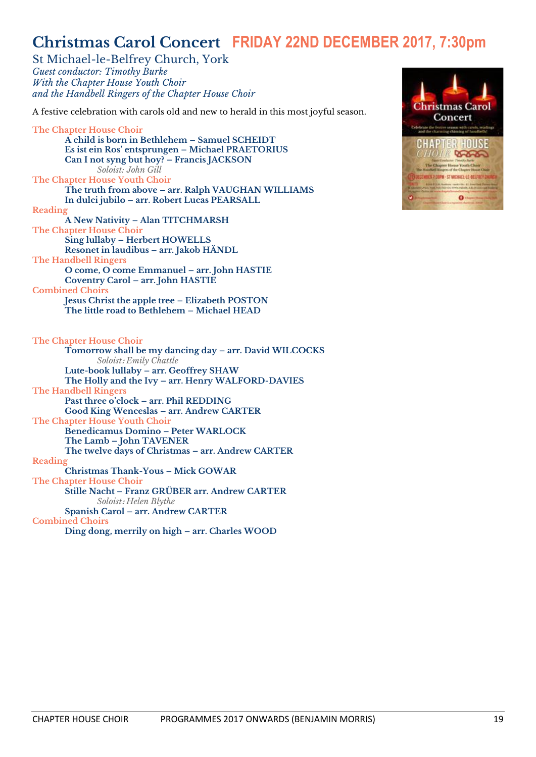# Christmas Carol Concert FRIDAY 22ND DECEMBER 2017, 7:30pm

St Michael-le-Belfrey Church, York
*Guest conductor: Timothy Burke*
*With the Chapter House Youth Choir*
*and the Handbell Ringers of the Chapter House Choir*

A festive celebration with carols old and new to herald in this most joyful season.

The Chapter House Choir

**A child is born in Bethlehem – Samuel SCHEIDT**
**Es ist ein Ros' entsprungen – Michael PRAETORIUS**
**Can I not syng but hoy? – Francis JACKSON**
*Soloist: John Gill*

The Chapter House Youth Choir

**The truth from above – arr. Ralph VAUGHAN WILLIAMS**
**In dulci jubilo – arr. Robert Lucas PEARSALL**

Reading

**A New Nativity – Alan TITCHMARSH**

The Chapter House Choir

**Sing lullaby – Herbert HOWELLS**
**Resonet in laudibus – arr. Jakob HÄNDL**

The Handbell Ringers

**O come, O come Emmanuel – arr. John HASTIE**
**Coventry Carol – arr. John HASTIE**

Combined Choirs

**Jesus Christ the apple tree – Elizabeth POSTON**
**The little road to Bethlehem – Michael HEAD**

The Chapter House Choir

**Tomorrow shall be my dancing day – arr. David WILCOCKS**
*Soloist: Emily Chattle*
**Lute-book lullaby – arr. Geoffrey SHAW**
**The Holly and the Ivy – arr. Henry WALFORD-DAVIES**

The Handbell Ringers

**Past three o'clock – arr. Phil REDDING**
**Good King Wenceslas – arr. Andrew CARTER**

The Chapter House Youth Choir

**Benedicamus Domino – Peter WARLOCK**
**The Lamb – John TAVENER**
**The twelve days of Christmas – arr. Andrew CARTER**

Reading

**Christmas Thank-Yous – Mick GOWAR**

The Chapter House Choir

**Stille Nacht – Franz GRÜBER arr. Andrew CARTER**
*Soloist: Helen Blythe*
**Spanish Carol – arr. Andrew CARTER**

Combined Choirs

**Ding dong, merrily on high – arr. Charles WOOD**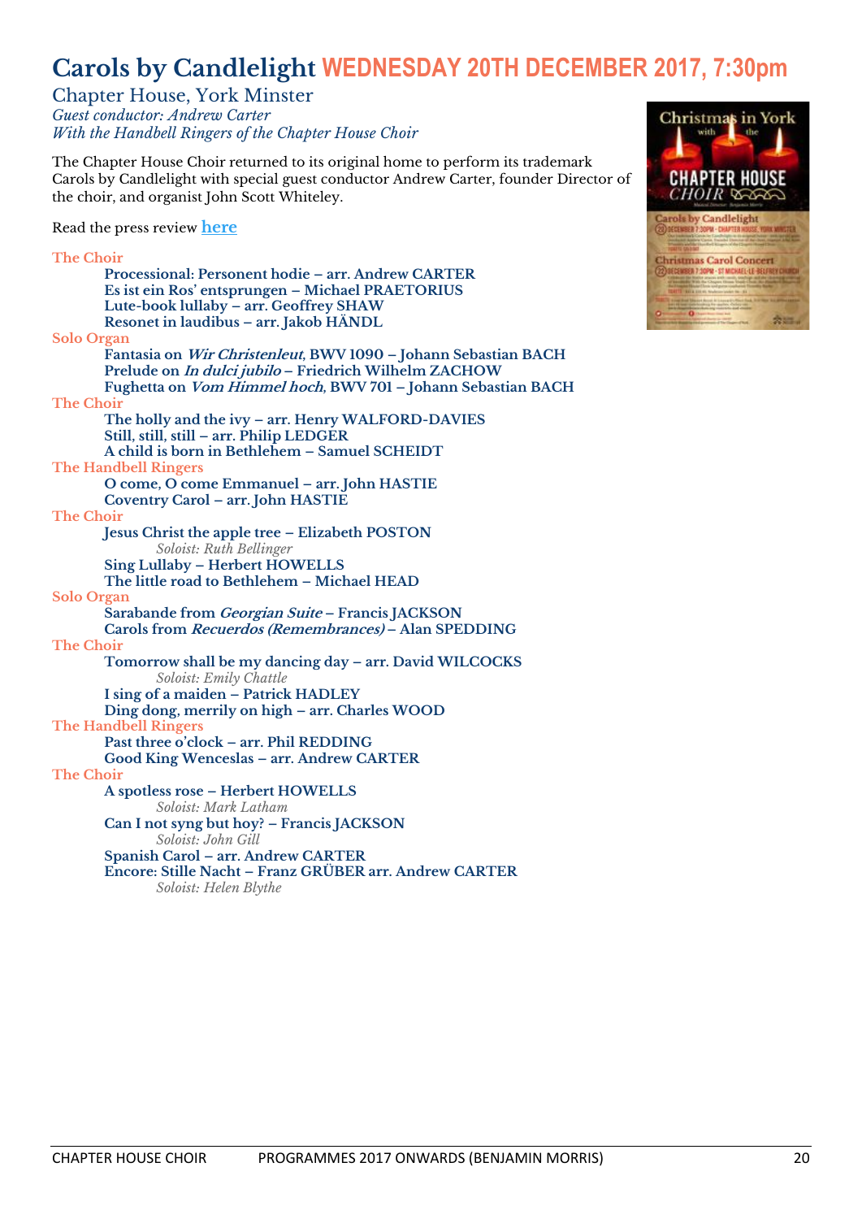# Carols by Candlelight WEDNESDAY 20TH DECEMBER 2017, 7:30pm

Chapter House, York Minster
*Guest conductor: Andrew Carter*
*With the Handbell Ringers of the Chapter House Choir*

The Chapter House Choir returned to its original home to perform its trademark Carols by Candlelight with special guest conductor Andrew Carter, founder Director of the choir, and organist John Scott Whiteley.

Read the press review **here**

The Choir

- **Processional: Personent hodie – arr. Andrew CARTER**
- **Es ist ein Ros' entsprungen – Michael PRAETORIUS**
- **Lute-book lullaby – arr. Geoffrey SHAW**
- **Resonet in laudibus – arr. Jakob HÄNDL**

Solo Organ

- **Fantasia on *Wir Christenleut*, BWV 1090 – Johann Sebastian BACH**
- **Prelude on *In dulci jubilo* – Friedrich Wilhelm ZACHOW**
- **Fughetta on *Vom Himmel hoch*, BWV 701 – Johann Sebastian BACH**

The Choir

- **The holly and the ivy – arr. Henry WALFORD-DAVIES**
- **Still, still, still – arr. Philip LEDGER**
- **A child is born in Bethlehem – Samuel SCHEIDT**

The Handbell Ringers

- **O come, O come Emmanuel – arr. John HASTIE**
- **Coventry Carol – arr. John HASTIE**

The Choir

- **Jesus Christ the apple tree – Elizabeth POSTON**
  *Soloist: Ruth Bellinger*
- **Sing Lullaby – Herbert HOWELLS**
- **The little road to Bethlehem – Michael HEAD**

Solo Organ

- **Sarabande from *Georgian Suite* – Francis JACKSON**
- **Carols from *Recuerdos (Remembrances)* – Alan SPEDDING**

The Choir

- **Tomorrow shall be my dancing day – arr. David WILCOCKS**
  *Soloist: Emily Chattle*
- **I sing of a maiden – Patrick HADLEY**
- **Ding dong, merrily on high – arr. Charles WOOD**

The Handbell Ringers

- **Past three o'clock – arr. Phil REDDING**
- **Good King Wenceslas – arr. Andrew CARTER**

The Choir

- **A spotless rose – Herbert HOWELLS**
  *Soloist: Mark Latham*
- **Can I not syng but hoy? – Francis JACKSON**
  *Soloist: John Gill*
- **Spanish Carol – arr. Andrew CARTER**
- **Encore: Stille Nacht – Franz GRÜBER arr. Andrew CARTER**
  *Soloist: Helen Blythe*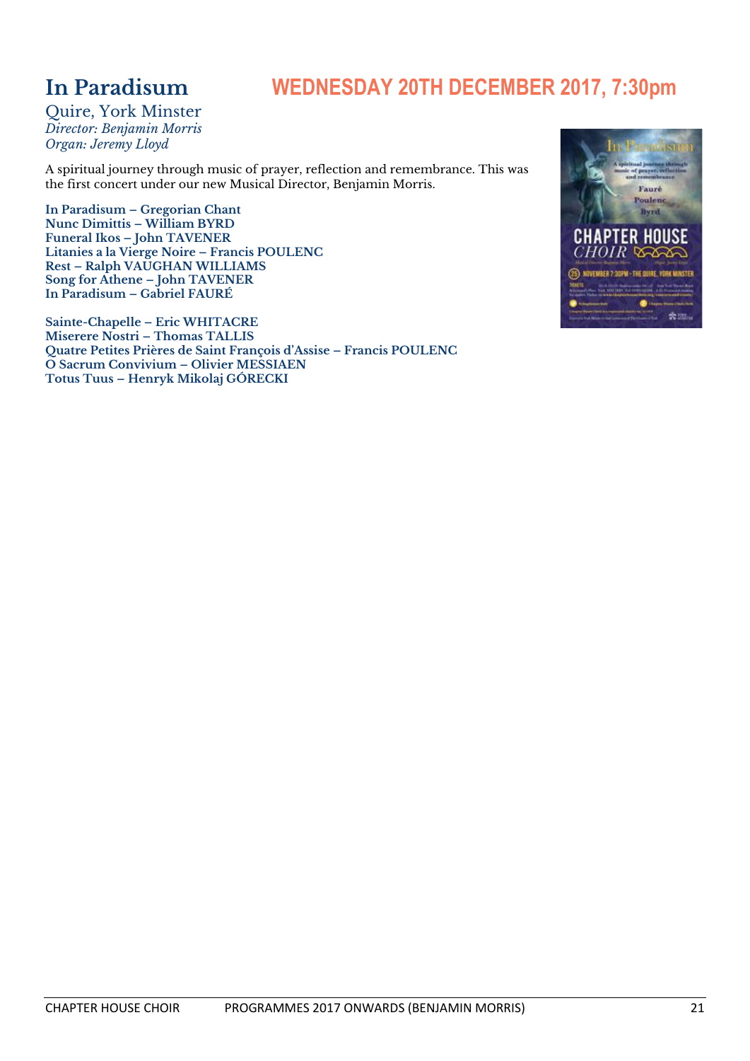# In Paradisum

## WEDNESDAY 20TH DECEMBER 2017, 7:30pm

Quire, York Minster
*Director: Benjamin Morris*
*Organ: Jeremy Lloyd*

A spiritual journey through music of prayer, reflection and remembrance. This was the first concert under our new Musical Director, Benjamin Morris.

**In Paradisum – Gregorian Chant**
**Nunc Dimittis – William BYRD**
**Funeral Ikos – John TAVENER**
**Litanies a la Vierge Noire – Francis POULENC**
**Rest – Ralph VAUGHAN WILLIAMS**
**Song for Athene – John TAVENER**
**In Paradisum – Gabriel FAURÉ**

**Sainte-Chapelle – Eric WHITACRE**
**Miserere Nostri – Thomas TALLIS**
**Quatre Petites Prières de Saint François d'Assise – Francis POULENC**
**O Sacrum Convivium – Olivier MESSIAEN**
**Totus Tuus – Henryk Mikolaj GÓRECKI**